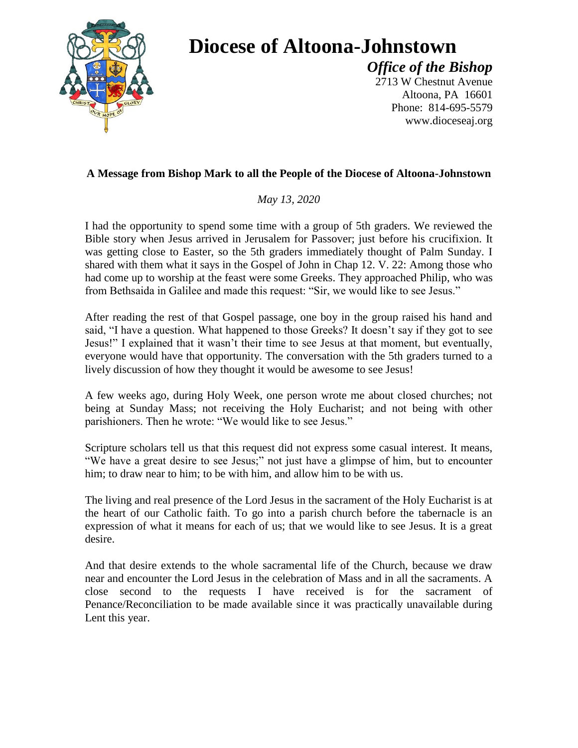# Diocese of Altoona-Johnstown

***Office of the Bishop***

2713 W Chestnut Avenue
Altoona, PA 16601
Phone: 814-695-5579
www.dioceseaj.org

**A Message from Bishop Mark to all the People of the Diocese of Altoona-Johnstown**

*May 13, 2020*

I had the opportunity to spend some time with a group of 5th graders. We reviewed the Bible story when Jesus arrived in Jerusalem for Passover; just before his crucifixion. It was getting close to Easter, so the 5th graders immediately thought of Palm Sunday. I shared with them what it says in the Gospel of John in Chap 12. V. 22: Among those who had come up to worship at the feast were some Greeks. They approached Philip, who was from Bethsaida in Galilee and made this request: "Sir, we would like to see Jesus."

After reading the rest of that Gospel passage, one boy in the group raised his hand and said, "I have a question. What happened to those Greeks? It doesn't say if they got to see Jesus!" I explained that it wasn't their time to see Jesus at that moment, but eventually, everyone would have that opportunity. The conversation with the 5th graders turned to a lively discussion of how they thought it would be awesome to see Jesus!

A few weeks ago, during Holy Week, one person wrote me about closed churches; not being at Sunday Mass; not receiving the Holy Eucharist; and not being with other parishioners. Then he wrote: "We would like to see Jesus."

Scripture scholars tell us that this request did not express some casual interest. It means, "We have a great desire to see Jesus;" not just have a glimpse of him, but to encounter him; to draw near to him; to be with him, and allow him to be with us.

The living and real presence of the Lord Jesus in the sacrament of the Holy Eucharist is at the heart of our Catholic faith. To go into a parish church before the tabernacle is an expression of what it means for each of us; that we would like to see Jesus. It is a great desire.

And that desire extends to the whole sacramental life of the Church, because we draw near and encounter the Lord Jesus in the celebration of Mass and in all the sacraments. A close second to the requests I have received is for the sacrament of Penance/Reconciliation to be made available since it was practically unavailable during Lent this year.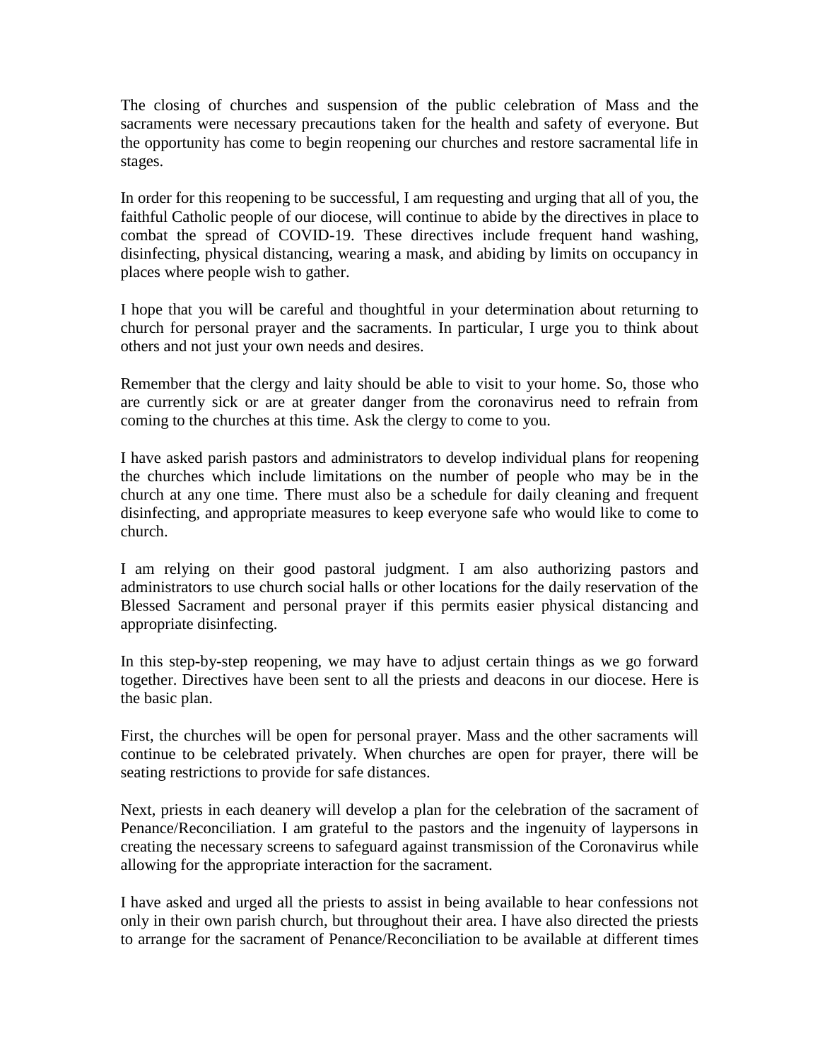The closing of churches and suspension of the public celebration of Mass and the sacraments were necessary precautions taken for the health and safety of everyone. But the opportunity has come to begin reopening our churches and restore sacramental life in stages.

In order for this reopening to be successful, I am requesting and urging that all of you, the faithful Catholic people of our diocese, will continue to abide by the directives in place to combat the spread of COVID-19. These directives include frequent hand washing, disinfecting, physical distancing, wearing a mask, and abiding by limits on occupancy in places where people wish to gather.

I hope that you will be careful and thoughtful in your determination about returning to church for personal prayer and the sacraments. In particular, I urge you to think about others and not just your own needs and desires.

Remember that the clergy and laity should be able to visit to your home. So, those who are currently sick or are at greater danger from the coronavirus need to refrain from coming to the churches at this time. Ask the clergy to come to you.

I have asked parish pastors and administrators to develop individual plans for reopening the churches which include limitations on the number of people who may be in the church at any one time. There must also be a schedule for daily cleaning and frequent disinfecting, and appropriate measures to keep everyone safe who would like to come to church.

I am relying on their good pastoral judgment. I am also authorizing pastors and administrators to use church social halls or other locations for the daily reservation of the Blessed Sacrament and personal prayer if this permits easier physical distancing and appropriate disinfecting.

In this step-by-step reopening, we may have to adjust certain things as we go forward together. Directives have been sent to all the priests and deacons in our diocese. Here is the basic plan.

First, the churches will be open for personal prayer. Mass and the other sacraments will continue to be celebrated privately. When churches are open for prayer, there will be seating restrictions to provide for safe distances.

Next, priests in each deanery will develop a plan for the celebration of the sacrament of Penance/Reconciliation. I am grateful to the pastors and the ingenuity of laypersons in creating the necessary screens to safeguard against transmission of the Coronavirus while allowing for the appropriate interaction for the sacrament.

I have asked and urged all the priests to assist in being available to hear confessions not only in their own parish church, but throughout their area. I have also directed the priests to arrange for the sacrament of Penance/Reconciliation to be available at different times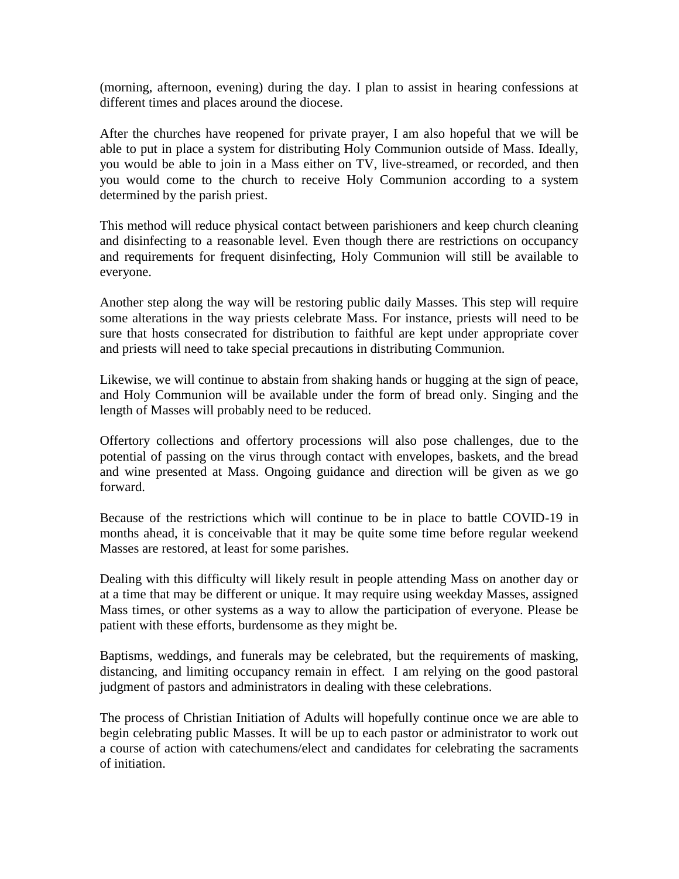(morning, afternoon, evening) during the day. I plan to assist in hearing confessions at different times and places around the diocese.

After the churches have reopened for private prayer, I am also hopeful that we will be able to put in place a system for distributing Holy Communion outside of Mass. Ideally, you would be able to join in a Mass either on TV, live-streamed, or recorded, and then you would come to the church to receive Holy Communion according to a system determined by the parish priest.

This method will reduce physical contact between parishioners and keep church cleaning and disinfecting to a reasonable level. Even though there are restrictions on occupancy and requirements for frequent disinfecting, Holy Communion will still be available to everyone.

Another step along the way will be restoring public daily Masses. This step will require some alterations in the way priests celebrate Mass. For instance, priests will need to be sure that hosts consecrated for distribution to faithful are kept under appropriate cover and priests will need to take special precautions in distributing Communion.

Likewise, we will continue to abstain from shaking hands or hugging at the sign of peace, and Holy Communion will be available under the form of bread only. Singing and the length of Masses will probably need to be reduced.

Offertory collections and offertory processions will also pose challenges, due to the potential of passing on the virus through contact with envelopes, baskets, and the bread and wine presented at Mass. Ongoing guidance and direction will be given as we go forward.

Because of the restrictions which will continue to be in place to battle COVID-19 in months ahead, it is conceivable that it may be quite some time before regular weekend Masses are restored, at least for some parishes.

Dealing with this difficulty will likely result in people attending Mass on another day or at a time that may be different or unique. It may require using weekday Masses, assigned Mass times, or other systems as a way to allow the participation of everyone. Please be patient with these efforts, burdensome as they might be.

Baptisms, weddings, and funerals may be celebrated, but the requirements of masking, distancing, and limiting occupancy remain in effect. I am relying on the good pastoral judgment of pastors and administrators in dealing with these celebrations.

The process of Christian Initiation of Adults will hopefully continue once we are able to begin celebrating public Masses. It will be up to each pastor or administrator to work out a course of action with catechumens/elect and candidates for celebrating the sacraments of initiation.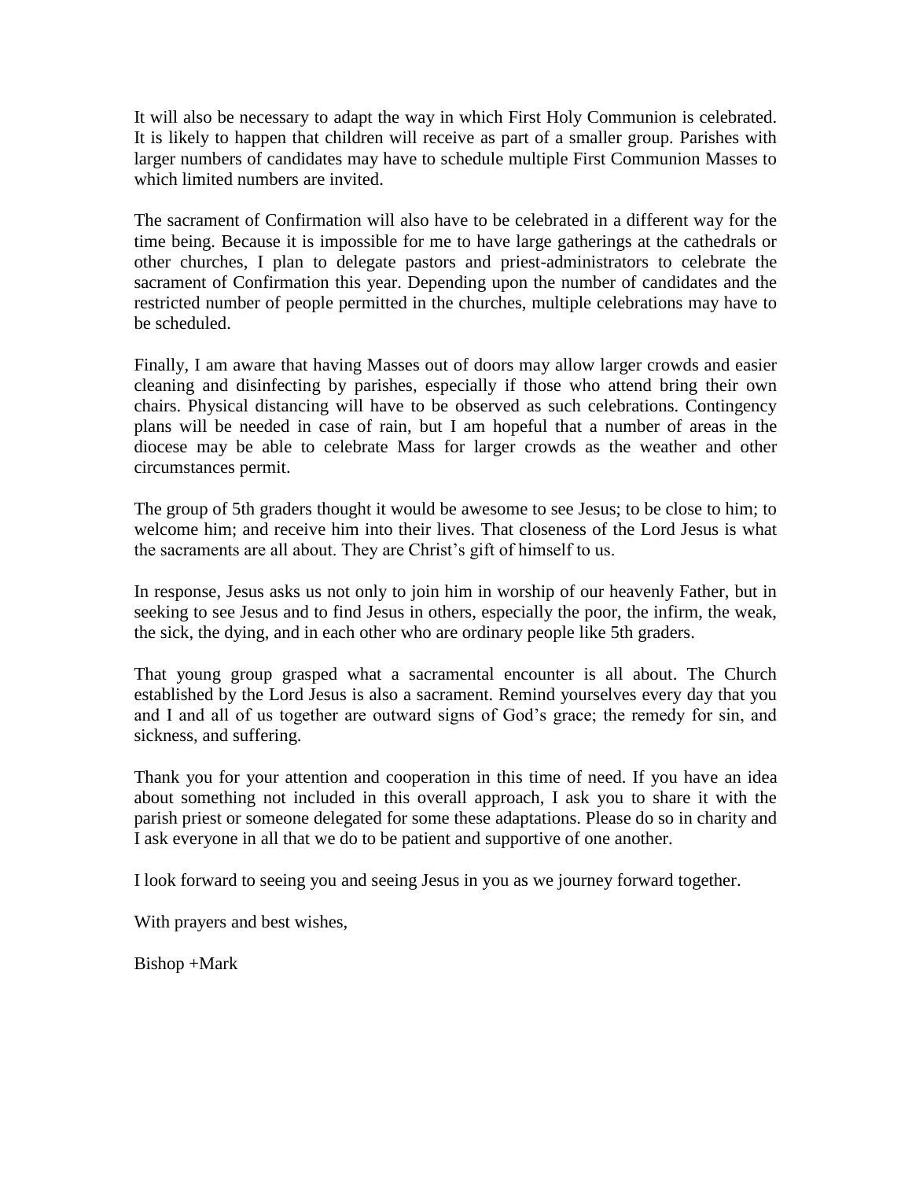It will also be necessary to adapt the way in which First Holy Communion is celebrated. It is likely to happen that children will receive as part of a smaller group. Parishes with larger numbers of candidates may have to schedule multiple First Communion Masses to which limited numbers are invited.

The sacrament of Confirmation will also have to be celebrated in a different way for the time being. Because it is impossible for me to have large gatherings at the cathedrals or other churches, I plan to delegate pastors and priest-administrators to celebrate the sacrament of Confirmation this year. Depending upon the number of candidates and the restricted number of people permitted in the churches, multiple celebrations may have to be scheduled.

Finally, I am aware that having Masses out of doors may allow larger crowds and easier cleaning and disinfecting by parishes, especially if those who attend bring their own chairs. Physical distancing will have to be observed as such celebrations. Contingency plans will be needed in case of rain, but I am hopeful that a number of areas in the diocese may be able to celebrate Mass for larger crowds as the weather and other circumstances permit.

The group of 5th graders thought it would be awesome to see Jesus; to be close to him; to welcome him; and receive him into their lives. That closeness of the Lord Jesus is what the sacraments are all about. They are Christ's gift of himself to us.

In response, Jesus asks us not only to join him in worship of our heavenly Father, but in seeking to see Jesus and to find Jesus in others, especially the poor, the infirm, the weak, the sick, the dying, and in each other who are ordinary people like 5th graders.

That young group grasped what a sacramental encounter is all about. The Church established by the Lord Jesus is also a sacrament. Remind yourselves every day that you and I and all of us together are outward signs of God's grace; the remedy for sin, and sickness, and suffering.

Thank you for your attention and cooperation in this time of need. If you have an idea about something not included in this overall approach, I ask you to share it with the parish priest or someone delegated for some these adaptations. Please do so in charity and I ask everyone in all that we do to be patient and supportive of one another.

I look forward to seeing you and seeing Jesus in you as we journey forward together.

With prayers and best wishes,

Bishop +Mark